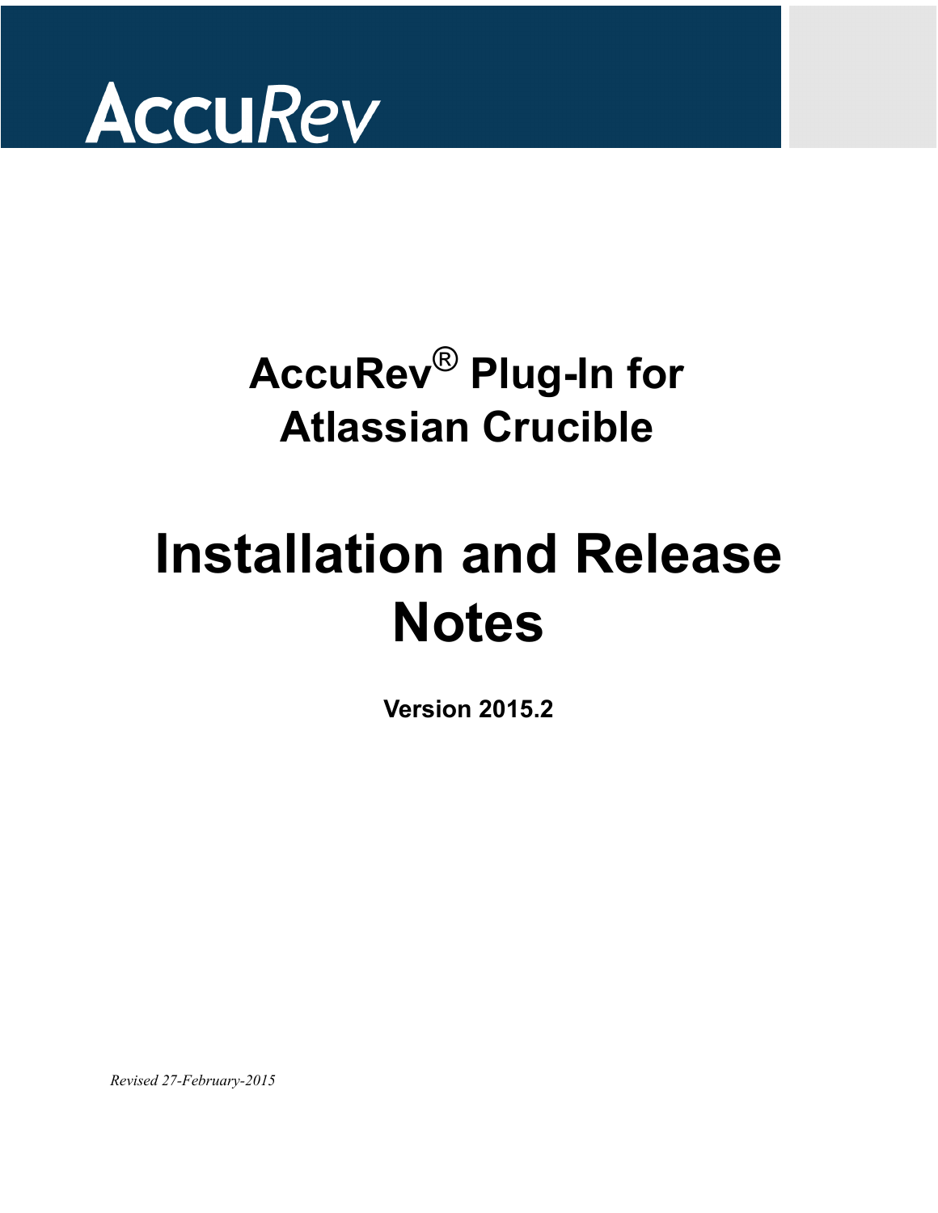AccuRev

# AccuRev® Plug-In for Atlassian Crucible

# Installation and Release Notes

**Version 2015.2**

*Revised 27-February-2015*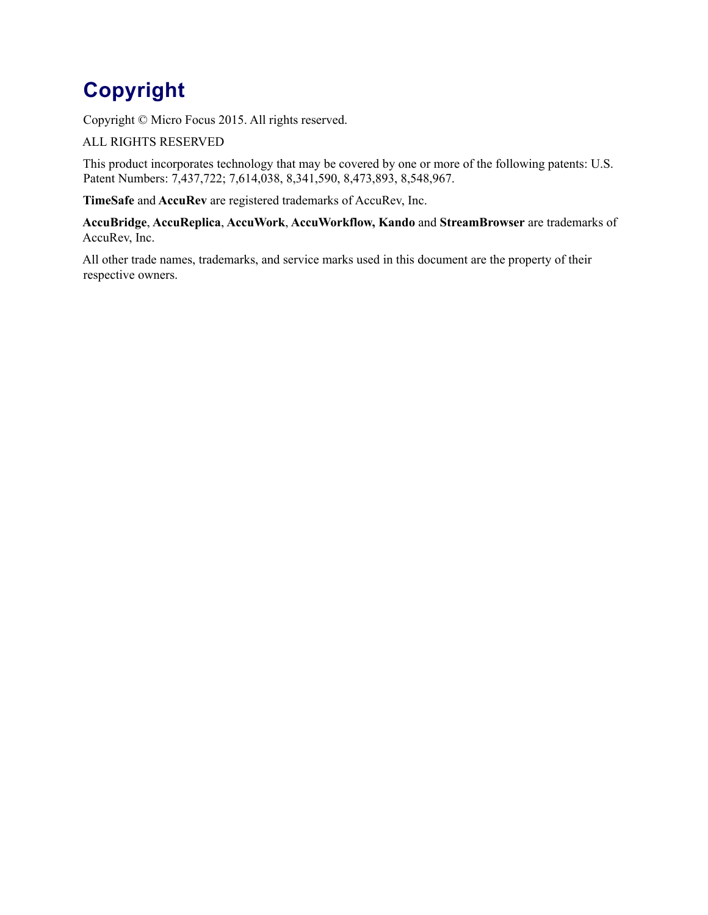# Copyright

Copyright © Micro Focus 2015. All rights reserved.

ALL RIGHTS RESERVED

This product incorporates technology that may be covered by one or more of the following patents: U.S. Patent Numbers: 7,437,722; 7,614,038, 8,341,590, 8,473,893, 8,548,967.

**TimeSafe** and **AccuRev** are registered trademarks of AccuRev, Inc.

**AccuBridge**, **AccuReplica**, **AccuWork**, **AccuWorkflow, Kando** and **StreamBrowser** are trademarks of AccuRev, Inc.

All other trade names, trademarks, and service marks used in this document are the property of their respective owners.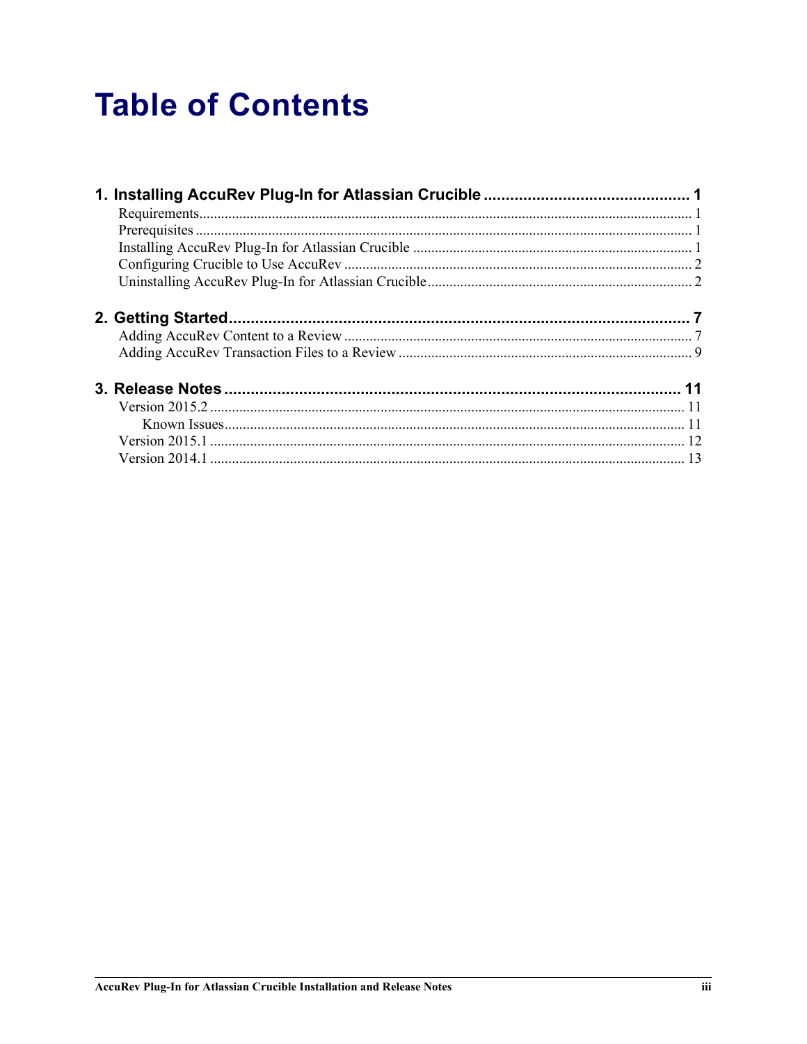# Table of Contents

**1. Installing AccuRev Plug-In for Atlassian Crucible ............................................. 1**

Requirements ........................................................................................................... 1

Prerequisites ............................................................................................................ 1

Installing AccuRev Plug-In for Atlassian Crucible ................................................. 1

Configuring Crucible to Use AccuRev .................................................................... 2

Uninstalling AccuRev Plug-In for Atlassian Crucible ............................................. 2

**2. Getting Started ........................................................................................................ 7**

Adding AccuRev Content to a Review .................................................................... 7

Adding AccuRev Transaction Files to a Review ..................................................... 9

**3. Release Notes ....................................................................................................... 11**

Version 2015.2 ....................................................................................................... 11

    Known Issues ..................................................................................................... 11

Version 2015.1 ....................................................................................................... 12

Version 2014.1 ....................................................................................................... 13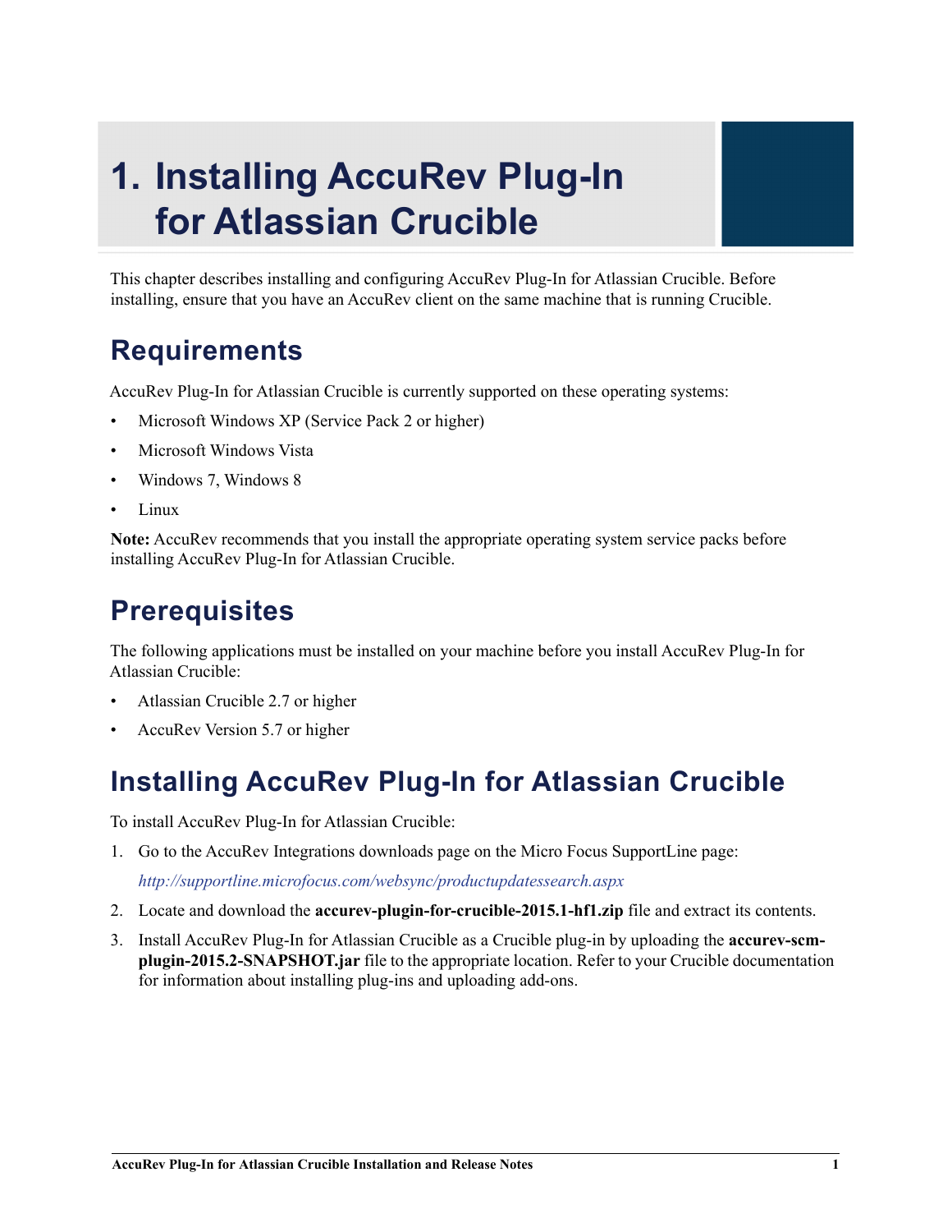# 1. Installing AccuRev Plug-In for Atlassian Crucible

This chapter describes installing and configuring AccuRev Plug-In for Atlassian Crucible. Before installing, ensure that you have an AccuRev client on the same machine that is running Crucible.

## Requirements

AccuRev Plug-In for Atlassian Crucible is currently supported on these operating systems:

- Microsoft Windows XP (Service Pack 2 or higher)
- Microsoft Windows Vista
- Windows 7, Windows 8
- Linux

**Note:** AccuRev recommends that you install the appropriate operating system service packs before installing AccuRev Plug-In for Atlassian Crucible.

## Prerequisites

The following applications must be installed on your machine before you install AccuRev Plug-In for Atlassian Crucible:

- Atlassian Crucible 2.7 or higher
- AccuRev Version 5.7 or higher

## Installing AccuRev Plug-In for Atlassian Crucible

To install AccuRev Plug-In for Atlassian Crucible:

1. Go to the AccuRev Integrations downloads page on the Micro Focus SupportLine page:

   *http://supportline.microfocus.com/websync/productupdatessearch.aspx*

2. Locate and download the **accurev-plugin-for-crucible-2015.1-hf1.zip** file and extract its contents.
3. Install AccuRev Plug-In for Atlassian Crucible as a Crucible plug-in by uploading the **accurev-scm-plugin-2015.2-SNAPSHOT.jar** file to the appropriate location. Refer to your Crucible documentation for information about installing plug-ins and uploading add-ons.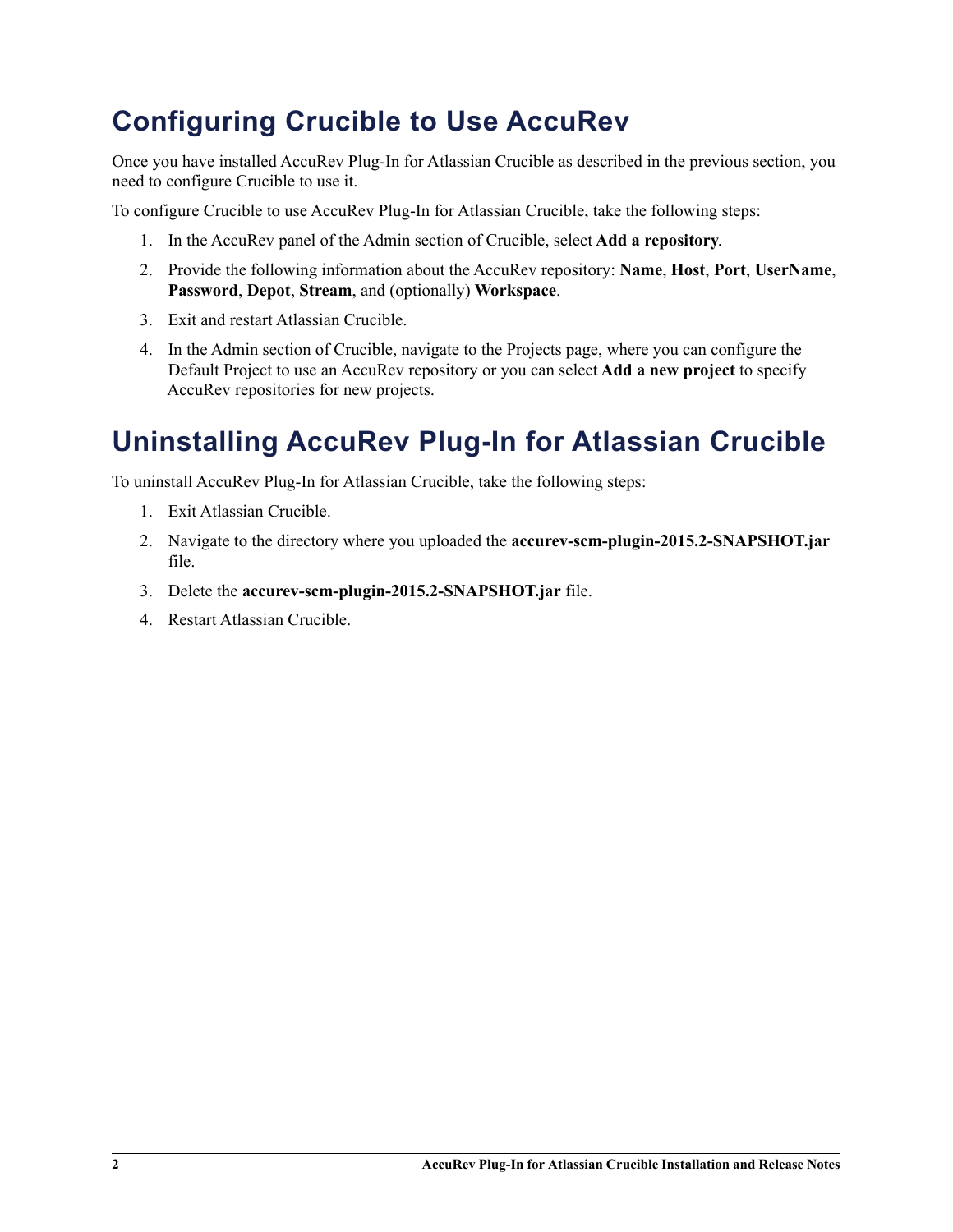# Configuring Crucible to Use AccuRev

Once you have installed AccuRev Plug-In for Atlassian Crucible as described in the previous section, you need to configure Crucible to use it.

To configure Crucible to use AccuRev Plug-In for Atlassian Crucible, take the following steps:

1. In the AccuRev panel of the Admin section of Crucible, select **Add a repository**.
2. Provide the following information about the AccuRev repository: **Name**, **Host**, **Port**, **UserName**, **Password**, **Depot**, **Stream**, and (optionally) **Workspace**.
3. Exit and restart Atlassian Crucible.
4. In the Admin section of Crucible, navigate to the Projects page, where you can configure the Default Project to use an AccuRev repository or you can select **Add a new project** to specify AccuRev repositories for new projects.

# Uninstalling AccuRev Plug-In for Atlassian Crucible

To uninstall AccuRev Plug-In for Atlassian Crucible, take the following steps:

1. Exit Atlassian Crucible.
2. Navigate to the directory where you uploaded the **accurev-scm-plugin-2015.2-SNAPSHOT.jar** file.
3. Delete the **accurev-scm-plugin-2015.2-SNAPSHOT.jar** file.
4. Restart Atlassian Crucible.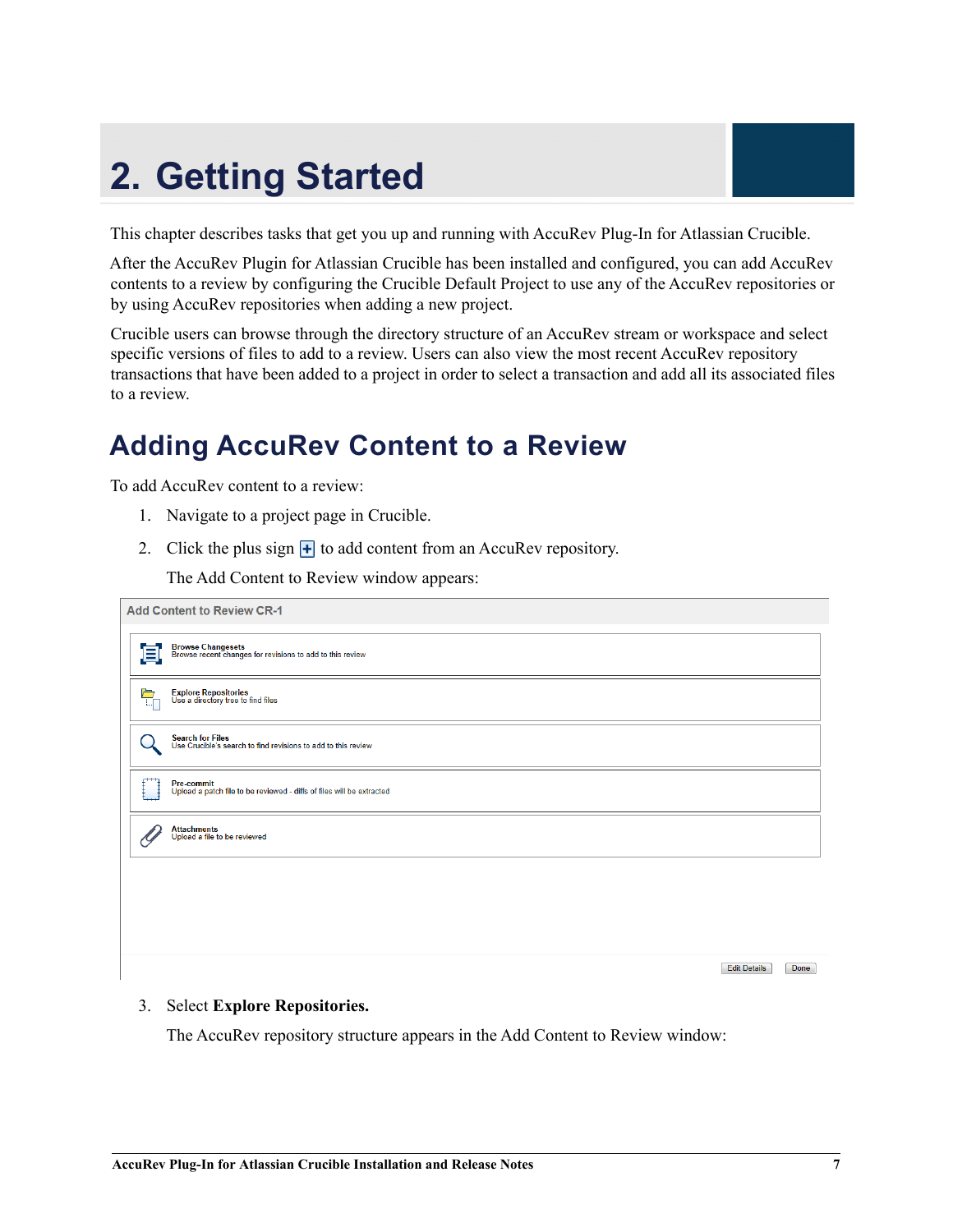# 2. Getting Started

This chapter describes tasks that get you up and running with AccuRev Plug-In for Atlassian Crucible.

After the AccuRev Plugin for Atlassian Crucible has been installed and configured, you can add AccuRev contents to a review by configuring the Crucible Default Project to use any of the AccuRev repositories or by using AccuRev repositories when adding a new project.

Crucible users can browse through the directory structure of an AccuRev stream or workspace and select specific versions of files to add to a review. Users can also view the most recent AccuRev repository transactions that have been added to a project in order to select a transaction and add all its associated files to a review.

## Adding AccuRev Content to a Review

To add AccuRev content to a review:

1. Navigate to a project page in Crucible.
2. Click the plus sign to add content from an AccuRev repository.

   The Add Content to Review window appears:

   Add Content to Review CR-1

   - **Browse Changesets** – Browse recent changes for revisions to add to this review
   - **Explore Repositories** – Use a directory tree to find files
   - **Search for Files** – Use Crucible's search to find revisions to add to this review
   - **Pre-commit** – Upload a patch file to be reviewed - diffs of files will be extracted
   - **Attachments** – Upload a file to be reviewed

   Edit Details | Done

3. Select **Explore Repositories.**

   The AccuRev repository structure appears in the Add Content to Review window: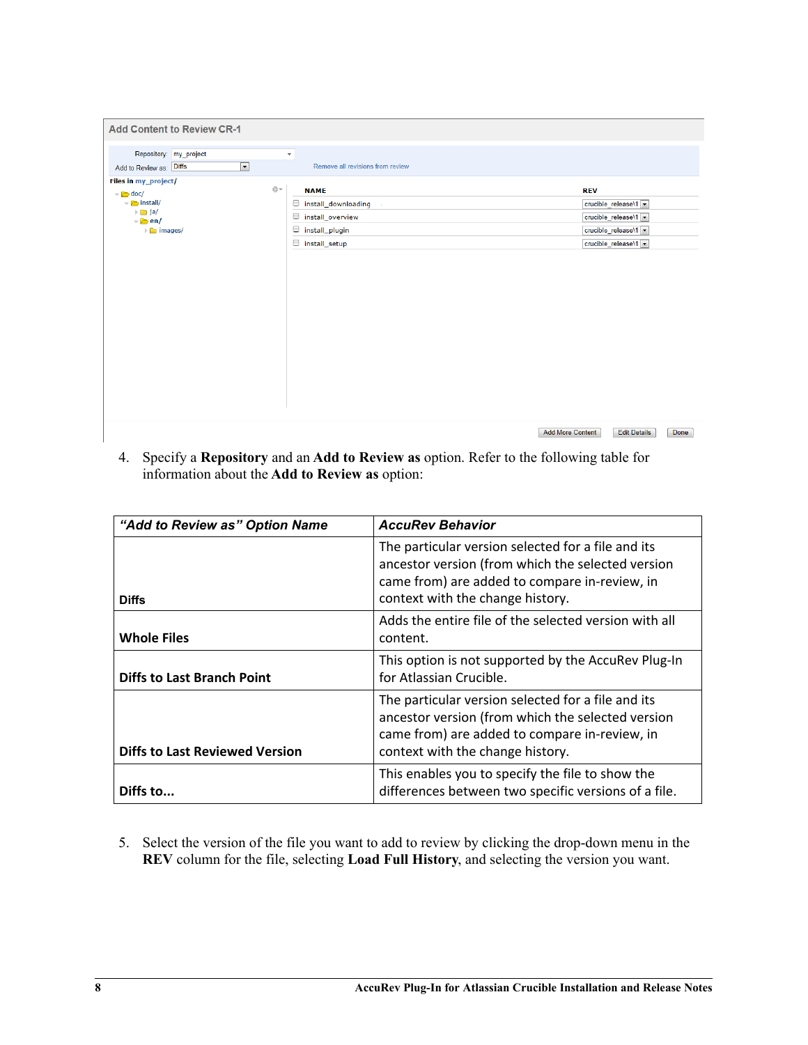4. Specify a **Repository** and an **Add to Review as** option. Refer to the following table for information about the **Add to Review as** option:

| *"Add to Review as" Option Name* | *AccuRev Behavior* |
| --- | --- |
| **Diffs** | The particular version selected for a file and its ancestor version (from which the selected version came from) are added to compare in-review, in context with the change history. |
| **Whole Files** | Adds the entire file of the selected version with all content. |
| **Diffs to Last Branch Point** | This option is not supported by the AccuRev Plug-In for Atlassian Crucible. |
| **Diffs to Last Reviewed Version** | The particular version selected for a file and its ancestor version (from which the selected version came from) are added to compare in-review, in context with the change history. |
| **Diffs to...** | This enables you to specify the file to show the differences between two specific versions of a file. |

5. Select the version of the file you want to add to review by clicking the drop-down menu in the **REV** column for the file, selecting **Load Full History**, and selecting the version you want.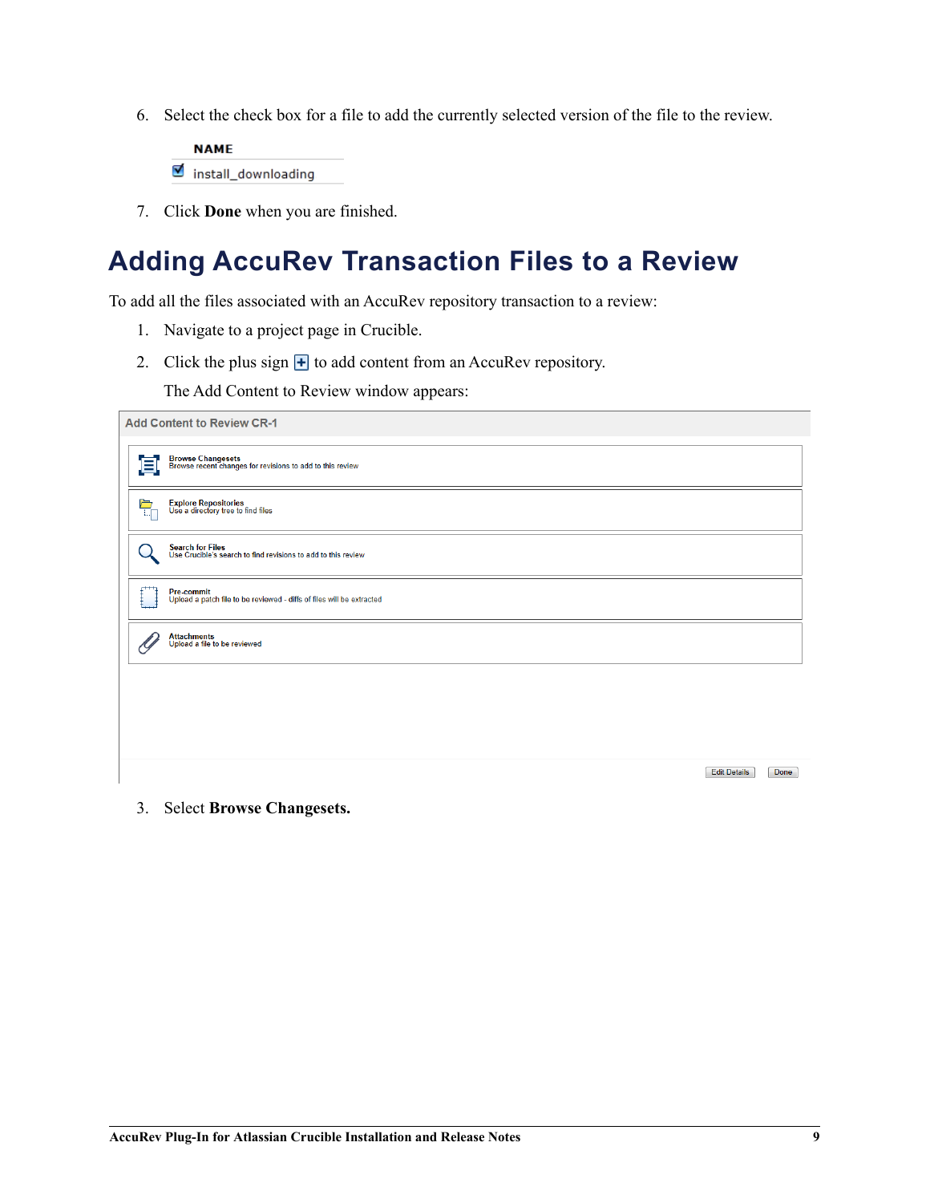6. Select the check box for a file to add the currently selected version of the file to the review.

7. Click **Done** when you are finished.

# Adding AccuRev Transaction Files to a Review

To add all the files associated with an AccuRev repository transaction to a review:

1. Navigate to a project page in Crucible.
2. Click the plus sign to add content from an AccuRev repository.

   The Add Content to Review window appears:

3. Select **Browse Changesets.**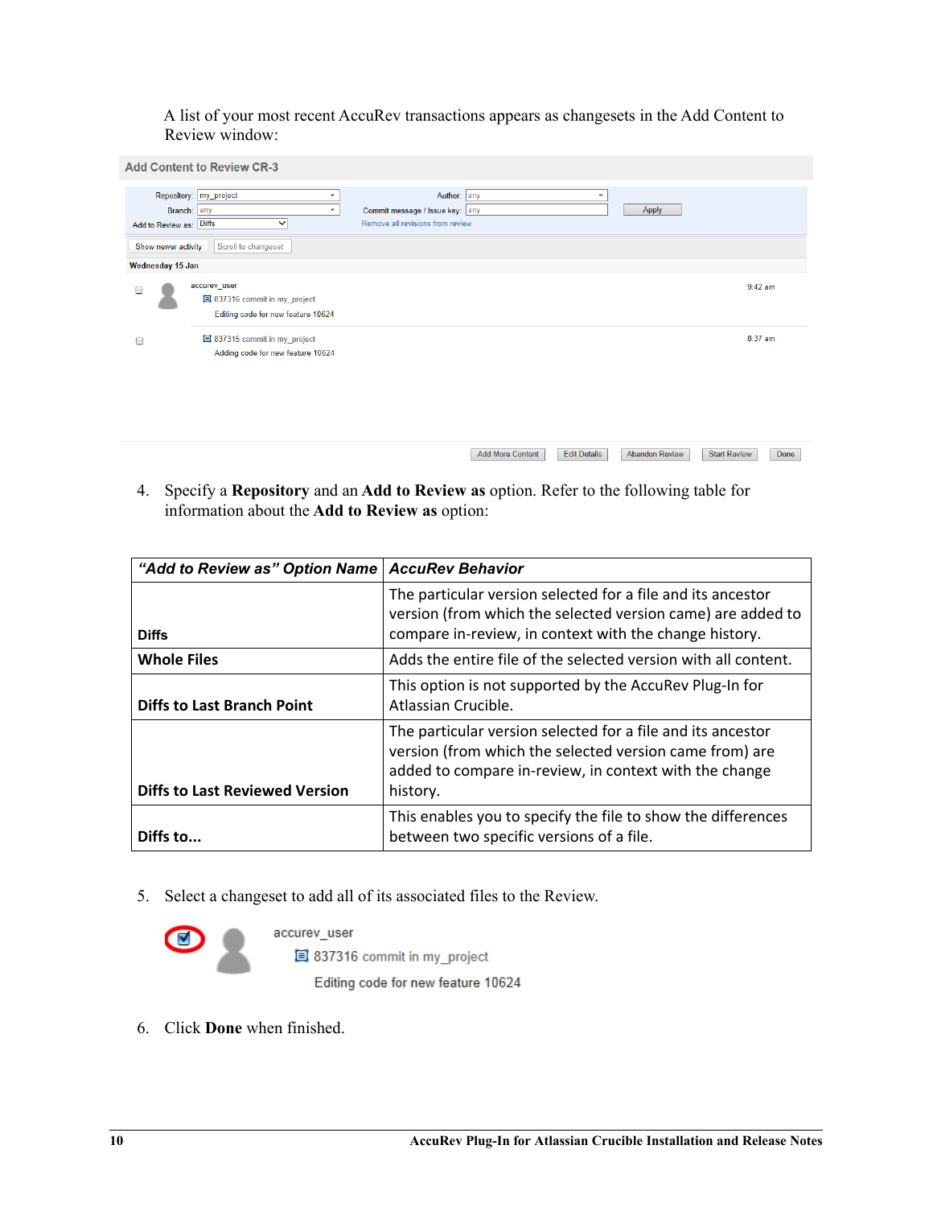A list of your most recent AccuRev transactions appears as changesets in the Add Content to Review window:

4. Specify a **Repository** and an **Add to Review as** option. Refer to the following table for information about the **Add to Review as** option:

| *"Add to Review as" Option Name* | *AccuRev Behavior* |
| --- | --- |
| **Diffs** | The particular version selected for a file and its ancestor version (from which the selected version came) are added to compare in-review, in context with the change history. |
| **Whole Files** | Adds the entire file of the selected version with all content. |
| **Diffs to Last Branch Point** | This option is not supported by the AccuRev Plug-In for Atlassian Crucible. |
| **Diffs to Last Reviewed Version** | The particular version selected for a file and its ancestor version (from which the selected version came from) are added to compare in-review, in context with the change history. |
| **Diffs to...** | This enables you to specify the file to show the differences between two specific versions of a file. |

5. Select a changeset to add all of its associated files to the Review.

6. Click **Done** when finished.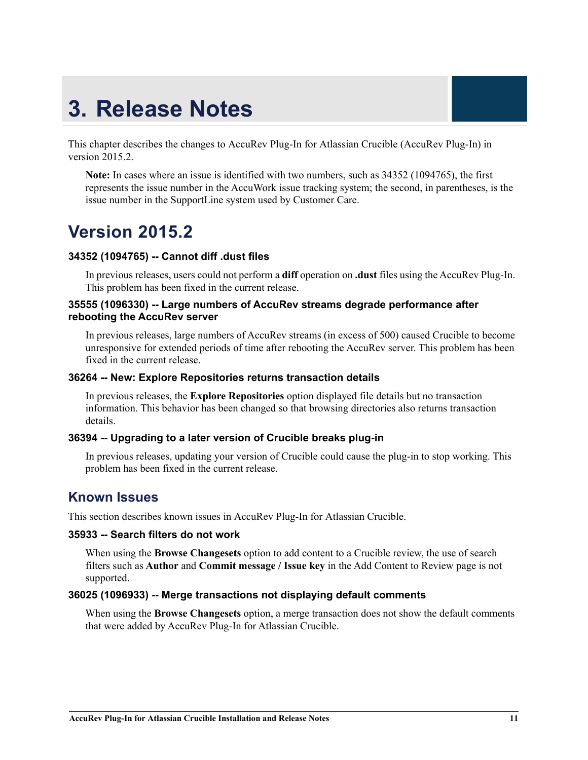# 3. Release Notes

This chapter describes the changes to AccuRev Plug-In for Atlassian Crucible (AccuRev Plug-In) in version 2015.2.

> **Note:** In cases where an issue is identified with two numbers, such as 34352 (1094765), the first represents the issue number in the AccuWork issue tracking system; the second, in parentheses, is the issue number in the SupportLine system used by Customer Care.

## Version 2015.2

#### 34352 (1094765) -- Cannot diff .dust files

In previous releases, users could not perform a **diff** operation on **.dust** files using the AccuRev Plug-In. This problem has been fixed in the current release.

#### 35555 (1096330) -- Large numbers of AccuRev streams degrade performance after rebooting the AccuRev server

In previous releases, large numbers of AccuRev streams (in excess of 500) caused Crucible to become unresponsive for extended periods of time after rebooting the AccuRev server. This problem has been fixed in the current release.

#### 36264 -- New: Explore Repositories returns transaction details

In previous releases, the **Explore Repositories** option displayed file details but no transaction information. This behavior has been changed so that browsing directories also returns transaction details.

#### 36394 -- Upgrading to a later version of Crucible breaks plug-in

In previous releases, updating your version of Crucible could cause the plug-in to stop working. This problem has been fixed in the current release.

### Known Issues

This section describes known issues in AccuRev Plug-In for Atlassian Crucible.

#### 35933 -- Search filters do not work

When using the **Browse Changesets** option to add content to a Crucible review, the use of search filters such as **Author** and **Commit message / Issue key** in the Add Content to Review page is not supported.

#### 36025 (1096933) -- Merge transactions not displaying default comments

When using the **Browse Changesets** option, a merge transaction does not show the default comments that were added by AccuRev Plug-In for Atlassian Crucible.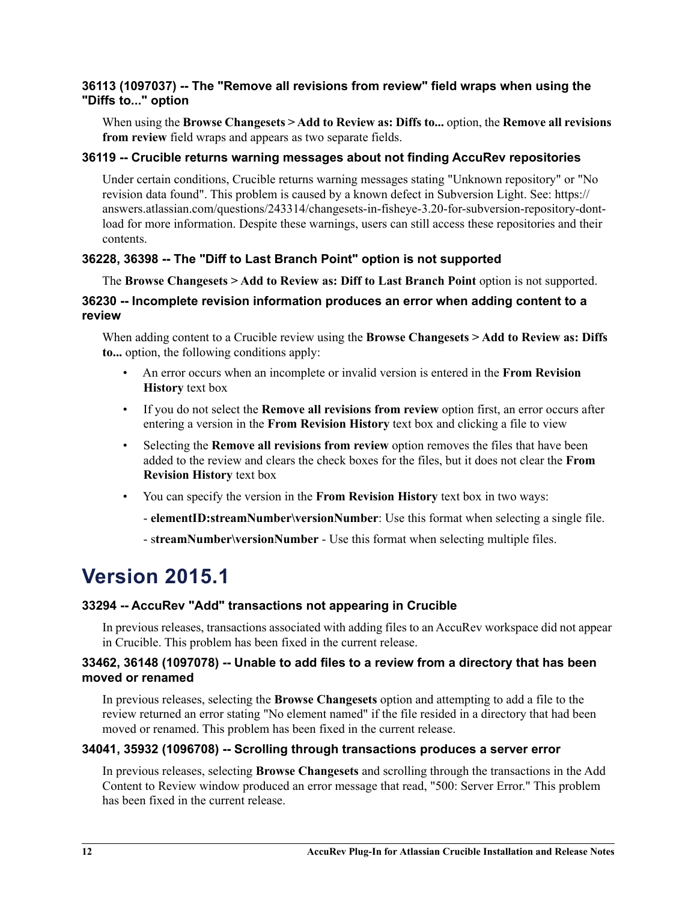### 36113 (1097037) -- The "Remove all revisions from review" field wraps when using the "Diffs to..." option

When using the **Browse Changesets > Add to Review as: Diffs to...** option, the **Remove all revisions from review** field wraps and appears as two separate fields.

### 36119 -- Crucible returns warning messages about not finding AccuRev repositories

Under certain conditions, Crucible returns warning messages stating "Unknown repository" or "No revision data found". This problem is caused by a known defect in Subversion Light. See: https://answers.atlassian.com/questions/243314/changesets-in-fisheye-3.20-for-subversion-repository-dont-load for more information. Despite these warnings, users can still access these repositories and their contents.

### 36228, 36398 -- The "Diff to Last Branch Point" option is not supported

The **Browse Changesets > Add to Review as: Diff to Last Branch Point** option is not supported.

### 36230 -- Incomplete revision information produces an error when adding content to a review

When adding content to a Crucible review using the **Browse Changesets > Add to Review as: Diffs to...** option, the following conditions apply:

- An error occurs when an incomplete or invalid version is entered in the **From Revision History** text box
- If you do not select the **Remove all revisions from review** option first, an error occurs after entering a version in the **From Revision History** text box and clicking a file to view
- Selecting the **Remove all revisions from review** option removes the files that have been added to the review and clears the check boxes for the files, but it does not clear the **From Revision History** text box
- You can specify the version in the **From Revision History** text box in two ways:

  - **elementID:streamNumber\versionNumber**: Use this format when selecting a single file.

  - s**treamNumber\versionNumber** - Use this format when selecting multiple files.

# Version 2015.1

### 33294 -- AccuRev "Add" transactions not appearing in Crucible

In previous releases, transactions associated with adding files to an AccuRev workspace did not appear in Crucible. This problem has been fixed in the current release.

### 33462, 36148 (1097078) -- Unable to add files to a review from a directory that has been moved or renamed

In previous releases, selecting the **Browse Changesets** option and attempting to add a file to the review returned an error stating "No element named" if the file resided in a directory that had been moved or renamed. This problem has been fixed in the current release.

### 34041, 35932 (1096708) -- Scrolling through transactions produces a server error

In previous releases, selecting **Browse Changesets** and scrolling through the transactions in the Add Content to Review window produced an error message that read, "500: Server Error." This problem has been fixed in the current release.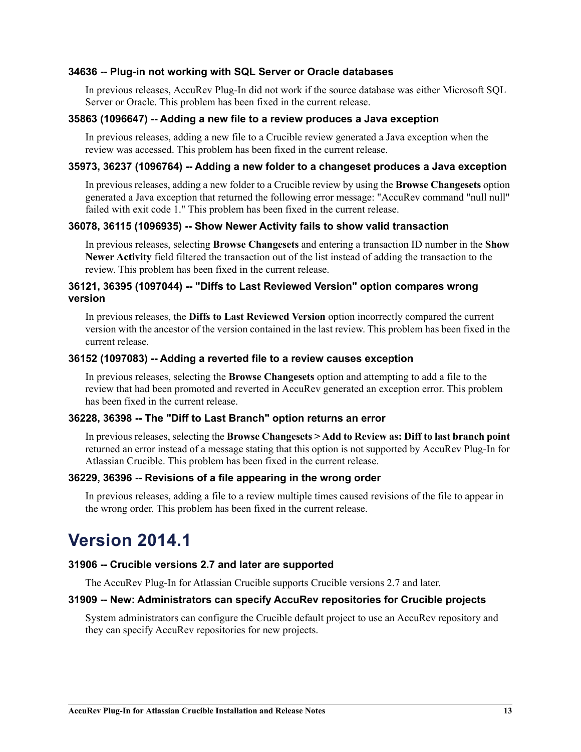### 34636 -- Plug-in not working with SQL Server or Oracle databases

In previous releases, AccuRev Plug-In did not work if the source database was either Microsoft SQL Server or Oracle. This problem has been fixed in the current release.

### 35863 (1096647) -- Adding a new file to a review produces a Java exception

In previous releases, adding a new file to a Crucible review generated a Java exception when the review was accessed. This problem has been fixed in the current release.

### 35973, 36237 (1096764) -- Adding a new folder to a changeset produces a Java exception

In previous releases, adding a new folder to a Crucible review by using the **Browse Changesets** option generated a Java exception that returned the following error message: "AccuRev command "null null" failed with exit code 1." This problem has been fixed in the current release.

### 36078, 36115 (1096935) -- Show Newer Activity fails to show valid transaction

In previous releases, selecting **Browse Changesets** and entering a transaction ID number in the **Show Newer Activity** field filtered the transaction out of the list instead of adding the transaction to the review. This problem has been fixed in the current release.

### 36121, 36395 (1097044) -- "Diffs to Last Reviewed Version" option compares wrong version

In previous releases, the **Diffs to Last Reviewed Version** option incorrectly compared the current version with the ancestor of the version contained in the last review. This problem has been fixed in the current release.

### 36152 (1097083) -- Adding a reverted file to a review causes exception

In previous releases, selecting the **Browse Changesets** option and attempting to add a file to the review that had been promoted and reverted in AccuRev generated an exception error. This problem has been fixed in the current release.

### 36228, 36398 -- The "Diff to Last Branch" option returns an error

In previous releases, selecting the **Browse Changesets > Add to Review as: Diff to last branch point** returned an error instead of a message stating that this option is not supported by AccuRev Plug-In for Atlassian Crucible. This problem has been fixed in the current release.

### 36229, 36396 -- Revisions of a file appearing in the wrong order

In previous releases, adding a file to a review multiple times caused revisions of the file to appear in the wrong order. This problem has been fixed in the current release.

## Version 2014.1

### 31906 -- Crucible versions 2.7 and later are supported

The AccuRev Plug-In for Atlassian Crucible supports Crucible versions 2.7 and later.

### 31909 -- New: Administrators can specify AccuRev repositories for Crucible projects

System administrators can configure the Crucible default project to use an AccuRev repository and they can specify AccuRev repositories for new projects.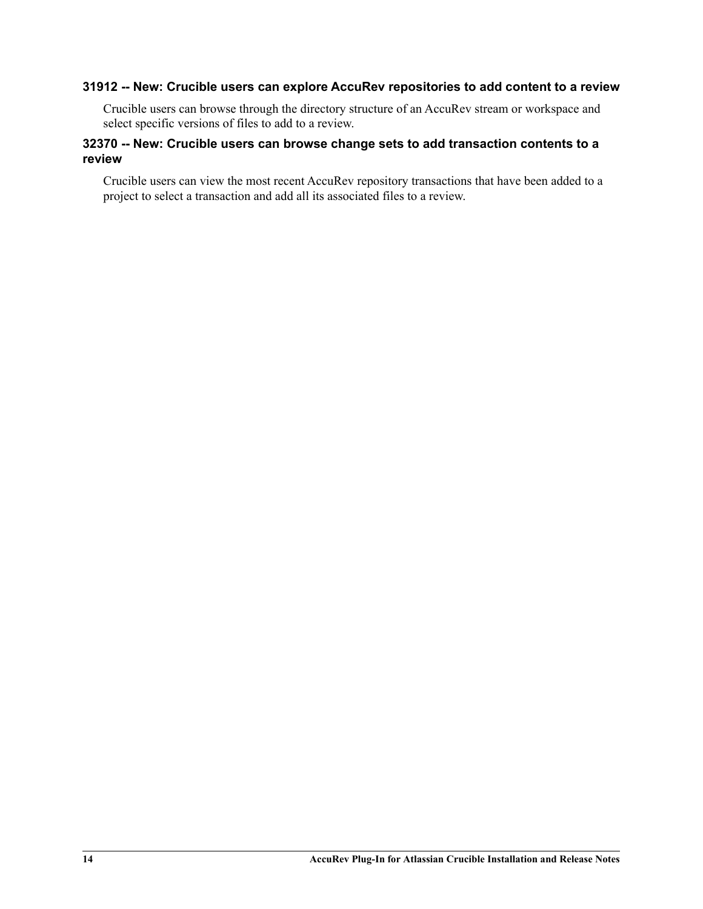### 31912 -- New: Crucible users can explore AccuRev repositories to add content to a review

Crucible users can browse through the directory structure of an AccuRev stream or workspace and select specific versions of files to add to a review.

### 32370 -- New: Crucible users can browse change sets to add transaction contents to a review

Crucible users can view the most recent AccuRev repository transactions that have been added to a project to select a transaction and add all its associated files to a review.